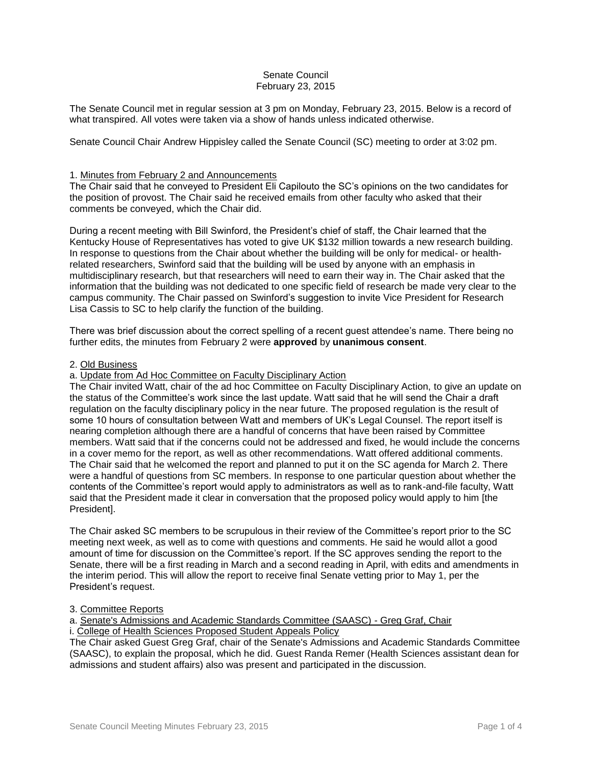Senate Council
February 23, 2015

The Senate Council met in regular session at 3 pm on Monday, February 23, 2015. Below is a record of what transpired. All votes were taken via a show of hands unless indicated otherwise.

Senate Council Chair Andrew Hippisley called the Senate Council (SC) meeting to order at 3:02 pm.

1. Minutes from February 2 and Announcements

The Chair said that he conveyed to President Eli Capilouto the SC's opinions on the two candidates for the position of provost. The Chair said he received emails from other faculty who asked that their comments be conveyed, which the Chair did.

During a recent meeting with Bill Swinford, the President's chief of staff, the Chair learned that the Kentucky House of Representatives has voted to give UK $132 million towards a new research building. In response to questions from the Chair about whether the building will be only for medical- or health-related researchers, Swinford said that the building will be used by anyone with an emphasis in multidisciplinary research, but that researchers will need to earn their way in. The Chair asked that the information that the building was not dedicated to one specific field of research be made very clear to the campus community. The Chair passed on Swinford's suggestion to invite Vice President for Research Lisa Cassis to SC to help clarify the function of the building.

There was brief discussion about the correct spelling of a recent guest attendee's name. There being no further edits, the minutes from February 2 were **approved** by **unanimous consent**.

2. Old Business

a. Update from Ad Hoc Committee on Faculty Disciplinary Action

The Chair invited Watt, chair of the ad hoc Committee on Faculty Disciplinary Action, to give an update on the status of the Committee's work since the last update. Watt said that he will send the Chair a draft regulation on the faculty disciplinary policy in the near future. The proposed regulation is the result of some 10 hours of consultation between Watt and members of UK's Legal Counsel. The report itself is nearing completion although there are a handful of concerns that have been raised by Committee members. Watt said that if the concerns could not be addressed and fixed, he would include the concerns in a cover memo for the report, as well as other recommendations. Watt offered additional comments. The Chair said that he welcomed the report and planned to put it on the SC agenda for March 2. There were a handful of questions from SC members. In response to one particular question about whether the contents of the Committee's report would apply to administrators as well as to rank-and-file faculty, Watt said that the President made it clear in conversation that the proposed policy would apply to him [the President].

The Chair asked SC members to be scrupulous in their review of the Committee's report prior to the SC meeting next week, as well as to come with questions and comments. He said he would allot a good amount of time for discussion on the Committee's report. If the SC approves sending the report to the Senate, there will be a first reading in March and a second reading in April, with edits and amendments in the interim period. This will allow the report to receive final Senate vetting prior to May 1, per the President's request.

3. Committee Reports

a. Senate's Admissions and Academic Standards Committee (SAASC) - Greg Graf, Chair

i. College of Health Sciences Proposed Student Appeals Policy

The Chair asked Guest Greg Graf, chair of the Senate's Admissions and Academic Standards Committee (SAASC), to explain the proposal, which he did. Guest Randa Remer (Health Sciences assistant dean for admissions and student affairs) also was present and participated in the discussion.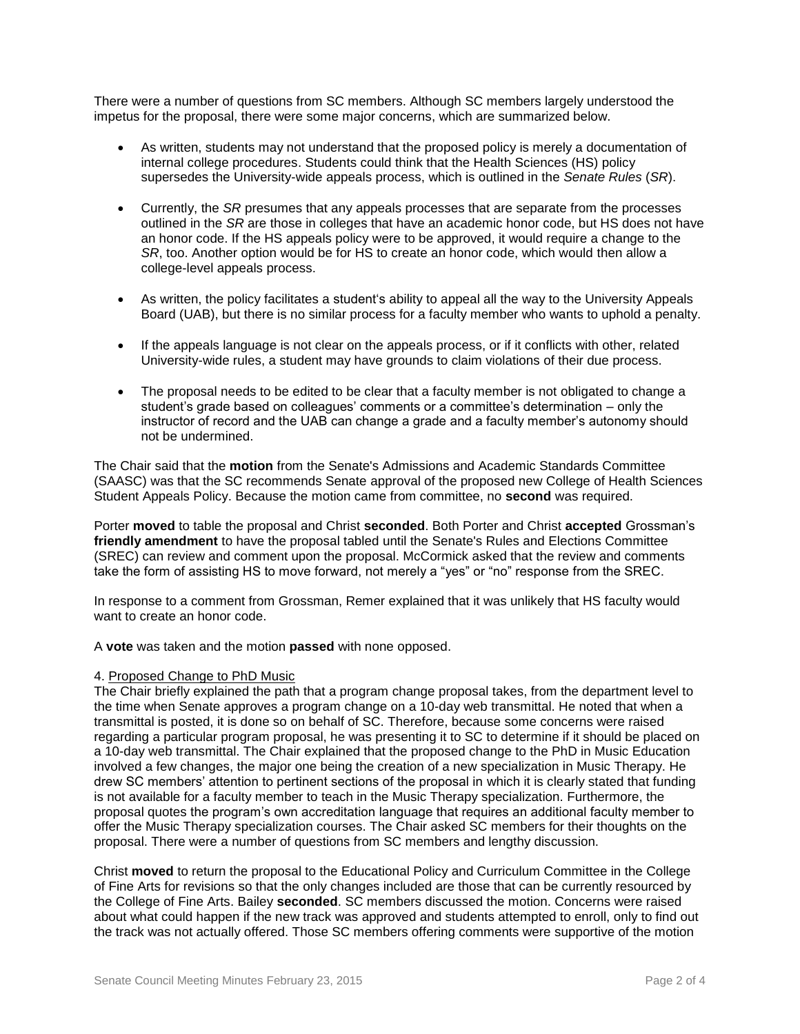There were a number of questions from SC members. Although SC members largely understood the impetus for the proposal, there were some major concerns, which are summarized below.

- As written, students may not understand that the proposed policy is merely a documentation of internal college procedures. Students could think that the Health Sciences (HS) policy supersedes the University-wide appeals process, which is outlined in the *Senate Rules* (*SR*).
- Currently, the *SR* presumes that any appeals processes that are separate from the processes outlined in the *SR* are those in colleges that have an academic honor code, but HS does not have an honor code. If the HS appeals policy were to be approved, it would require a change to the *SR*, too. Another option would be for HS to create an honor code, which would then allow a college-level appeals process.
- As written, the policy facilitates a student's ability to appeal all the way to the University Appeals Board (UAB), but there is no similar process for a faculty member who wants to uphold a penalty.
- If the appeals language is not clear on the appeals process, or if it conflicts with other, related University-wide rules, a student may have grounds to claim violations of their due process.
- The proposal needs to be edited to be clear that a faculty member is not obligated to change a student's grade based on colleagues' comments or a committee's determination – only the instructor of record and the UAB can change a grade and a faculty member's autonomy should not be undermined.

The Chair said that the **motion** from the Senate's Admissions and Academic Standards Committee (SAASC) was that the SC recommends Senate approval of the proposed new College of Health Sciences Student Appeals Policy. Because the motion came from committee, no **second** was required.

Porter **moved** to table the proposal and Christ **seconded**. Both Porter and Christ **accepted** Grossman's **friendly amendment** to have the proposal tabled until the Senate's Rules and Elections Committee (SREC) can review and comment upon the proposal. McCormick asked that the review and comments take the form of assisting HS to move forward, not merely a "yes" or "no" response from the SREC.

In response to a comment from Grossman, Remer explained that it was unlikely that HS faculty would want to create an honor code.

A **vote** was taken and the motion **passed** with none opposed.

4. Proposed Change to PhD Music

The Chair briefly explained the path that a program change proposal takes, from the department level to the time when Senate approves a program change on a 10-day web transmittal. He noted that when a transmittal is posted, it is done so on behalf of SC. Therefore, because some concerns were raised regarding a particular program proposal, he was presenting it to SC to determine if it should be placed on a 10-day web transmittal. The Chair explained that the proposed change to the PhD in Music Education involved a few changes, the major one being the creation of a new specialization in Music Therapy. He drew SC members' attention to pertinent sections of the proposal in which it is clearly stated that funding is not available for a faculty member to teach in the Music Therapy specialization. Furthermore, the proposal quotes the program's own accreditation language that requires an additional faculty member to offer the Music Therapy specialization courses. The Chair asked SC members for their thoughts on the proposal. There were a number of questions from SC members and lengthy discussion.

Christ **moved** to return the proposal to the Educational Policy and Curriculum Committee in the College of Fine Arts for revisions so that the only changes included are those that can be currently resourced by the College of Fine Arts. Bailey **seconded**. SC members discussed the motion. Concerns were raised about what could happen if the new track was approved and students attempted to enroll, only to find out the track was not actually offered. Those SC members offering comments were supportive of the motion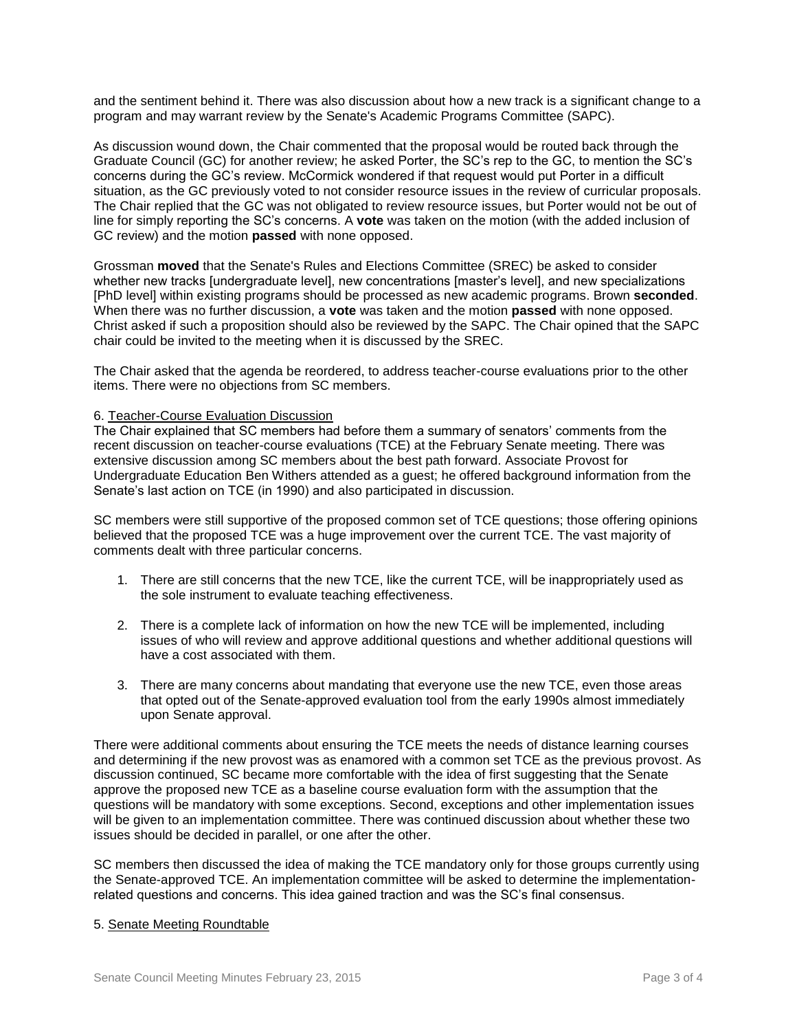and the sentiment behind it. There was also discussion about how a new track is a significant change to a program and may warrant review by the Senate's Academic Programs Committee (SAPC).

As discussion wound down, the Chair commented that the proposal would be routed back through the Graduate Council (GC) for another review; he asked Porter, the SC's rep to the GC, to mention the SC's concerns during the GC's review. McCormick wondered if that request would put Porter in a difficult situation, as the GC previously voted to not consider resource issues in the review of curricular proposals. The Chair replied that the GC was not obligated to review resource issues, but Porter would not be out of line for simply reporting the SC's concerns. A **vote** was taken on the motion (with the added inclusion of GC review) and the motion **passed** with none opposed.

Grossman **moved** that the Senate's Rules and Elections Committee (SREC) be asked to consider whether new tracks [undergraduate level], new concentrations [master's level], and new specializations [PhD level] within existing programs should be processed as new academic programs. Brown **seconded**. When there was no further discussion, a **vote** was taken and the motion **passed** with none opposed. Christ asked if such a proposition should also be reviewed by the SAPC. The Chair opined that the SAPC chair could be invited to the meeting when it is discussed by the SREC.

The Chair asked that the agenda be reordered, to address teacher-course evaluations prior to the other items. There were no objections from SC members.

6. Teacher-Course Evaluation Discussion

The Chair explained that SC members had before them a summary of senators' comments from the recent discussion on teacher-course evaluations (TCE) at the February Senate meeting. There was extensive discussion among SC members about the best path forward. Associate Provost for Undergraduate Education Ben Withers attended as a guest; he offered background information from the Senate's last action on TCE (in 1990) and also participated in discussion.

SC members were still supportive of the proposed common set of TCE questions; those offering opinions believed that the proposed TCE was a huge improvement over the current TCE. The vast majority of comments dealt with three particular concerns.

1. There are still concerns that the new TCE, like the current TCE, will be inappropriately used as the sole instrument to evaluate teaching effectiveness.

2. There is a complete lack of information on how the new TCE will be implemented, including issues of who will review and approve additional questions and whether additional questions will have a cost associated with them.

3. There are many concerns about mandating that everyone use the new TCE, even those areas that opted out of the Senate-approved evaluation tool from the early 1990s almost immediately upon Senate approval.

There were additional comments about ensuring the TCE meets the needs of distance learning courses and determining if the new provost was as enamored with a common set TCE as the previous provost. As discussion continued, SC became more comfortable with the idea of first suggesting that the Senate approve the proposed new TCE as a baseline course evaluation form with the assumption that the questions will be mandatory with some exceptions. Second, exceptions and other implementation issues will be given to an implementation committee. There was continued discussion about whether these two issues should be decided in parallel, or one after the other.

SC members then discussed the idea of making the TCE mandatory only for those groups currently using the Senate-approved TCE. An implementation committee will be asked to determine the implementation-related questions and concerns. This idea gained traction and was the SC's final consensus.

5. Senate Meeting Roundtable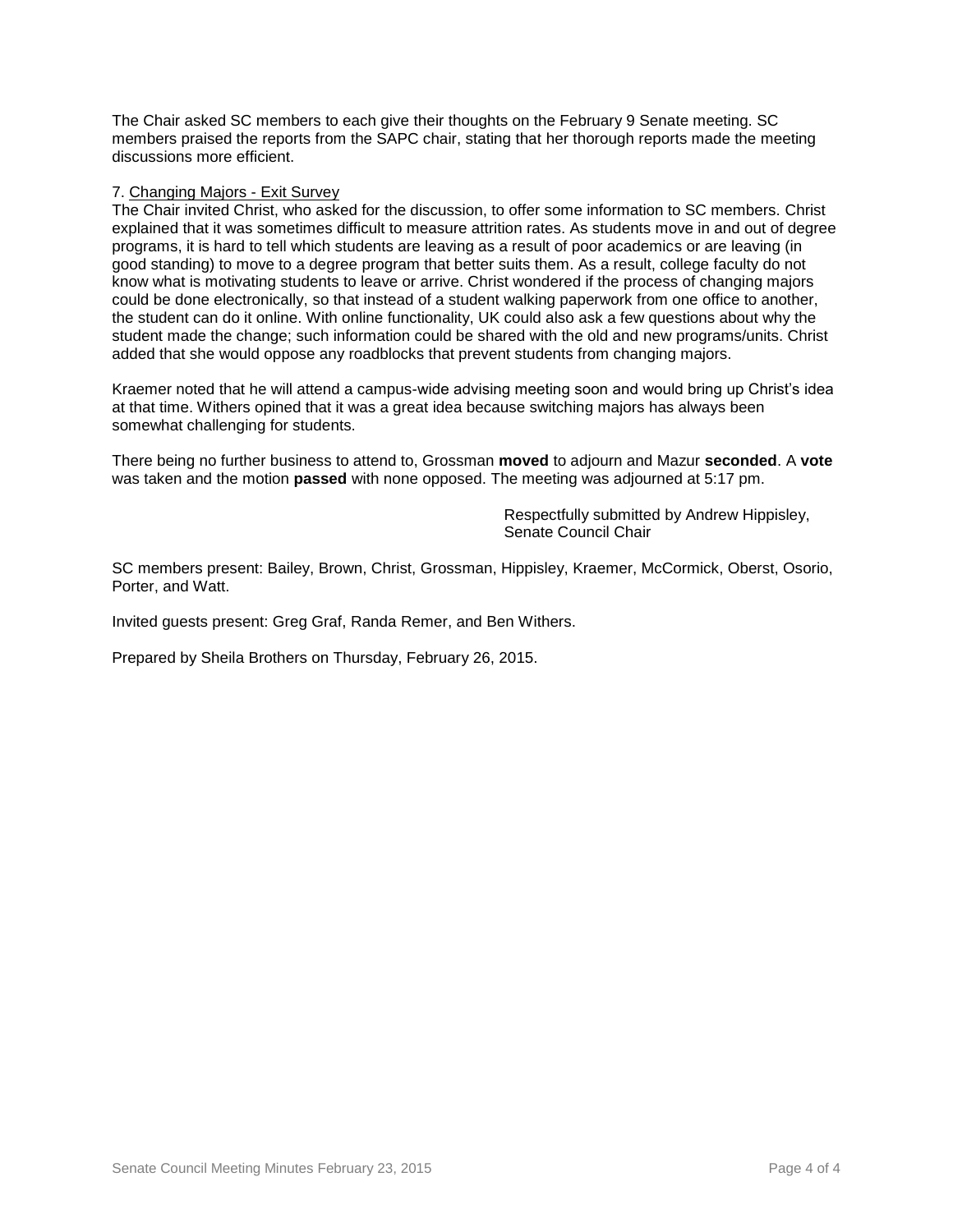The Chair asked SC members to each give their thoughts on the February 9 Senate meeting. SC members praised the reports from the SAPC chair, stating that her thorough reports made the meeting discussions more efficient.

7. Changing Majors - Exit Survey

The Chair invited Christ, who asked for the discussion, to offer some information to SC members. Christ explained that it was sometimes difficult to measure attrition rates. As students move in and out of degree programs, it is hard to tell which students are leaving as a result of poor academics or are leaving (in good standing) to move to a degree program that better suits them. As a result, college faculty do not know what is motivating students to leave or arrive. Christ wondered if the process of changing majors could be done electronically, so that instead of a student walking paperwork from one office to another, the student can do it online. With online functionality, UK could also ask a few questions about why the student made the change; such information could be shared with the old and new programs/units. Christ added that she would oppose any roadblocks that prevent students from changing majors.

Kraemer noted that he will attend a campus-wide advising meeting soon and would bring up Christ's idea at that time. Withers opined that it was a great idea because switching majors has always been somewhat challenging for students.

There being no further business to attend to, Grossman **moved** to adjourn and Mazur **seconded**. A **vote** was taken and the motion **passed** with none opposed. The meeting was adjourned at 5:17 pm.

Respectfully submitted by Andrew Hippisley,
Senate Council Chair

SC members present: Bailey, Brown, Christ, Grossman, Hippisley, Kraemer, McCormick, Oberst, Osorio, Porter, and Watt.

Invited guests present: Greg Graf, Randa Remer, and Ben Withers.

Prepared by Sheila Brothers on Thursday, February 26, 2015.